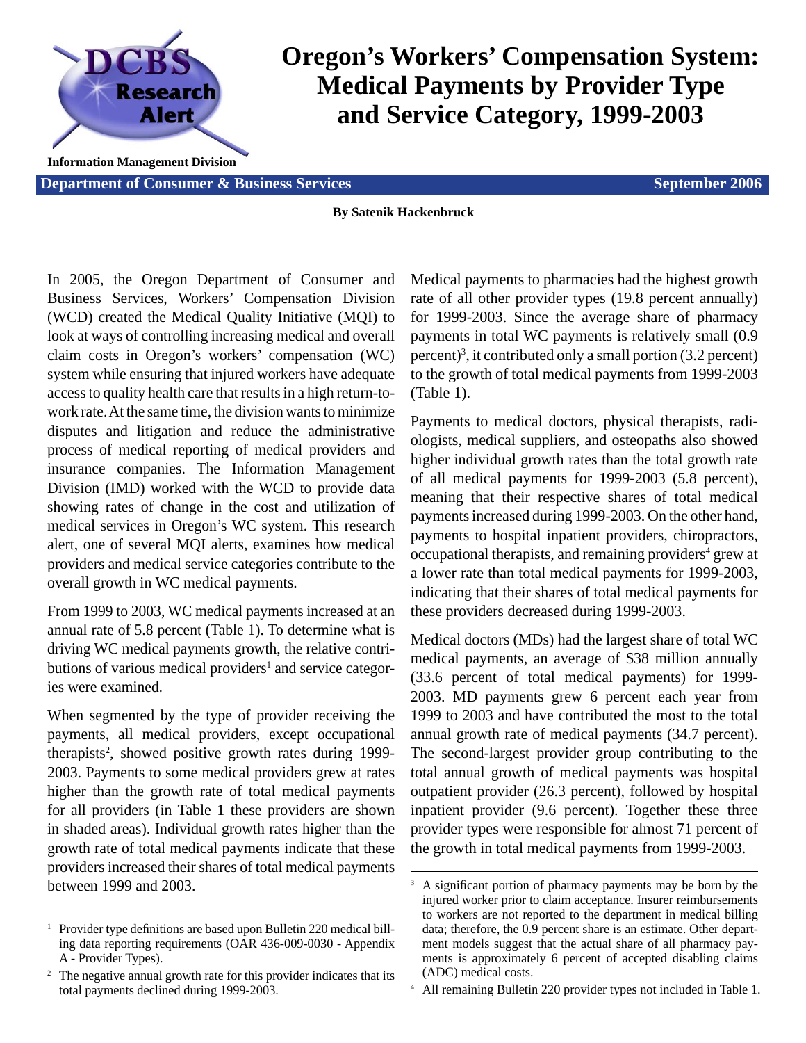# Oregon's Workers' Compensation System: Medical Payments by Provider Type and Service Category, 1999-2003

DCBS Research Alert

Information Management Division

**Department of Consumer & Business Services** — **September 2006**

**By Satenik Hackenbruck**

In 2005, the Oregon Department of Consumer and Business Services, Workers' Compensation Division (WCD) created the Medical Quality Initiative (MQI) to look at ways of controlling increasing medical and overall claim costs in Oregon's workers' compensation (WC) system while ensuring that injured workers have adequate access to quality health care that results in a high return-to-work rate. At the same time, the division wants to minimize disputes and litigation and reduce the administrative process of medical reporting of medical providers and insurance companies. The Information Management Division (IMD) worked with the WCD to provide data showing rates of change in the cost and utilization of medical services in Oregon's WC system. This research alert, one of several MQI alerts, examines how medical providers and medical service categories contribute to the overall growth in WC medical payments.

From 1999 to 2003, WC medical payments increased at an annual rate of 5.8 percent (Table 1). To determine what is driving WC medical payments growth, the relative contributions of various medical providers[1] and service categories were examined.

When segmented by the type of provider receiving the payments, all medical providers, except occupational therapists[2], showed positive growth rates during 1999-2003. Payments to some medical providers grew at rates higher than the growth rate of total medical payments for all providers (in Table 1 these providers are shown in shaded areas). Individual growth rates higher than the growth rate of total medical payments indicate that these providers increased their shares of total medical payments between 1999 and 2003.

Medical payments to pharmacies had the highest growth rate of all other provider types (19.8 percent annually) for 1999-2003. Since the average share of pharmacy payments in total WC payments is relatively small (0.9 percent)[3], it contributed only a small portion (3.2 percent) to the growth of total medical payments from 1999-2003 (Table 1).

Payments to medical doctors, physical therapists, radiologists, medical suppliers, and osteopaths also showed higher individual growth rates than the total growth rate of all medical payments for 1999-2003 (5.8 percent), meaning that their respective shares of total medical payments increased during 1999-2003. On the other hand, payments to hospital inpatient providers, chiropractors, occupational therapists, and remaining providers[4] grew at a lower rate than total medical payments for 1999-2003, indicating that their shares of total medical payments for these providers decreased during 1999-2003.

Medical doctors (MDs) had the largest share of total WC medical payments, an average of $38 million annually (33.6 percent of total medical payments) for 1999-2003. MD payments grew 6 percent each year from 1999 to 2003 and have contributed the most to the total annual growth rate of medical payments (34.7 percent). The second-largest provider group contributing to the total annual growth of medical payments was hospital outpatient provider (26.3 percent), followed by hospital inpatient provider (9.6 percent). Together these three provider types were responsible for almost 71 percent of the growth in total medical payments from 1999-2003.

---

[1] Provider type definitions are based upon Bulletin 220 medical billing data reporting requirements (OAR 436-009-0030 - Appendix A - Provider Types).

[2] The negative annual growth rate for this provider indicates that its total payments declined during 1999-2003.

[3] A significant portion of pharmacy payments may be born by the injured worker prior to claim acceptance. Insurer reimbursements to workers are not reported to the department in medical billing data; therefore, the 0.9 percent share is an estimate. Other department models suggest that the actual share of all pharmacy payments is approximately 6 percent of accepted disabling claims (ADC) medical costs.

[4] All remaining Bulletin 220 provider types not included in Table 1.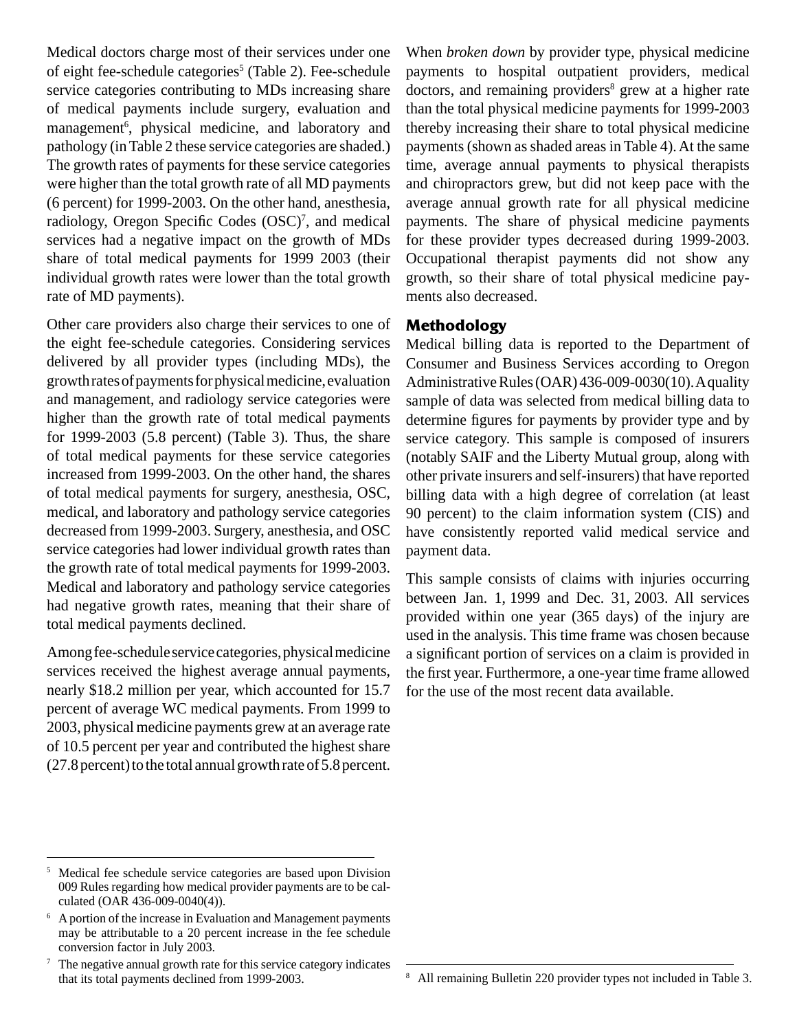Medical doctors charge most of their services under one of eight fee-schedule categories[5] (Table 2). Fee-schedule service categories contributing to MDs increasing share of medical payments include surgery, evaluation and management[6], physical medicine, and laboratory and pathology (in Table 2 these service categories are shaded.) The growth rates of payments for these service categories were higher than the total growth rate of all MD payments (6 percent) for 1999-2003. On the other hand, anesthesia, radiology, Oregon Specific Codes (OSC)[7], and medical services had a negative impact on the growth of MDs share of total medical payments for 1999 2003 (their individual growth rates were lower than the total growth rate of MD payments).

Other care providers also charge their services to one of the eight fee-schedule categories. Considering services delivered by all provider types (including MDs), the growth rates of payments for physical medicine, evaluation and management, and radiology service categories were higher than the growth rate of total medical payments for 1999-2003 (5.8 percent) (Table 3). Thus, the share of total medical payments for these service categories increased from 1999-2003. On the other hand, the shares of total medical payments for surgery, anesthesia, OSC, medical, and laboratory and pathology service categories decreased from 1999-2003. Surgery, anesthesia, and OSC service categories had lower individual growth rates than the growth rate of total medical payments for 1999-2003. Medical and laboratory and pathology service categories had negative growth rates, meaning that their share of total medical payments declined.

Among fee-schedule service categories, physical medicine services received the highest average annual payments, nearly $18.2 million per year, which accounted for 15.7 percent of average WC medical payments. From 1999 to 2003, physical medicine payments grew at an average rate of 10.5 percent per year and contributed the highest share (27.8 percent) to the total annual growth rate of 5.8 percent.

When *broken down* by provider type, physical medicine payments to hospital outpatient providers, medical doctors, and remaining providers[8] grew at a higher rate than the total physical medicine payments for 1999-2003 thereby increasing their share to total physical medicine payments (shown as shaded areas in Table 4). At the same time, average annual payments to physical therapists and chiropractors grew, but did not keep pace with the average annual growth rate for all physical medicine payments. The share of physical medicine payments for these provider types decreased during 1999-2003. Occupational therapist payments did not show any growth, so their share of total physical medicine payments also decreased.

## Methodology

Medical billing data is reported to the Department of Consumer and Business Services according to Oregon Administrative Rules (OAR) 436-009-0030(10). A quality sample of data was selected from medical billing data to determine figures for payments by provider type and by service category. This sample is composed of insurers (notably SAIF and the Liberty Mutual group, along with other private insurers and self-insurers) that have reported billing data with a high degree of correlation (at least 90 percent) to the claim information system (CIS) and have consistently reported valid medical service and payment data.

This sample consists of claims with injuries occurring between Jan. 1, 1999 and Dec. 31, 2003. All services provided within one year (365 days) of the injury are used in the analysis. This time frame was chosen because a significant portion of services on a claim is provided in the first year. Furthermore, a one-year time frame allowed for the use of the most recent data available.

---

[5] Medical fee schedule service categories are based upon Division 009 Rules regarding how medical provider payments are to be calculated (OAR 436-009-0040(4)).

[6] A portion of the increase in Evaluation and Management payments may be attributable to a 20 percent increase in the fee schedule conversion factor in July 2003.

[7] The negative annual growth rate for this service category indicates that its total payments declined from 1999-2003.

[8] All remaining Bulletin 220 provider types not included in Table 3.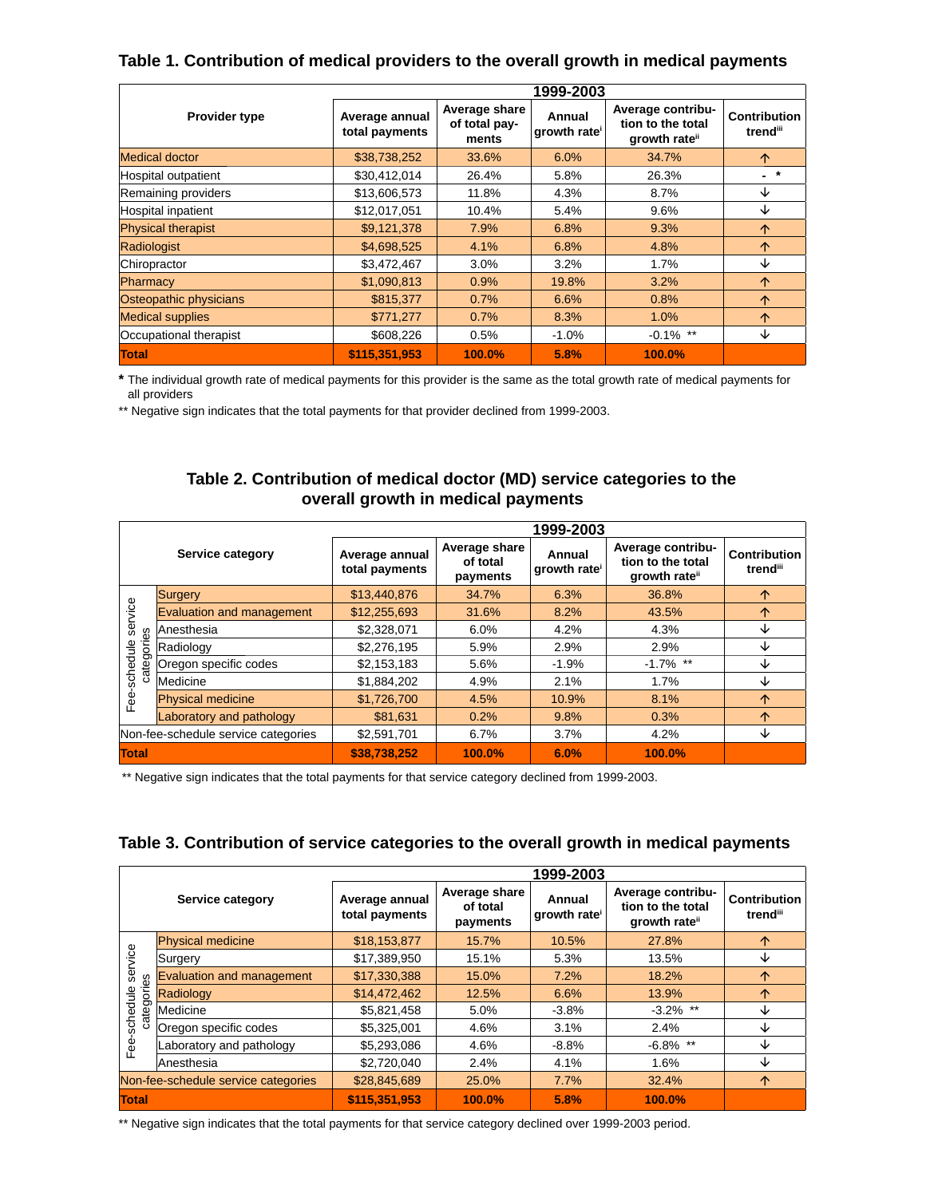## Table 1. Contribution of medical providers to the overall growth in medical payments

| Provider type | 1999-2003 | | | | |
|---|---|---|---|---|---|
| | Average annual total payments | Average share of total payments | Annual growth rate[i] | Average contribution to the total growth rate[ii] | Contribution trend[iii] |
| Medical doctor | $38,738,252 | 33.6% | 6.0% | 34.7% | ↑ |
| Hospital outpatient | $30,412,014 | 26.4% | 5.8% | 26.3% | - * |
| Remaining providers | $13,606,573 | 11.8% | 4.3% | 8.7% | ↓ |
| Hospital inpatient | $12,017,051 | 10.4% | 5.4% | 9.6% | ↓ |
| Physical therapist | $9,121,378 | 7.9% | 6.8% | 9.3% | ↑ |
| Radiologist | $4,698,525 | 4.1% | 6.8% | 4.8% | ↑ |
| Chiropractor | $3,472,467 | 3.0% | 3.2% | 1.7% | ↓ |
| Pharmacy | $1,090,813 | 0.9% | 19.8% | 3.2% | ↑ |
| Osteopathic physicians | $815,377 | 0.7% | 6.6% | 0.8% | ↑ |
| Medical supplies | $771,277 | 0.7% | 8.3% | 1.0% | ↑ |
| Occupational therapist | $608,226 | 0.5% | -1.0% | -0.1% ** | ↓ |
| **Total** | **$115,351,953** | **100.0%** | **5.8%** | **100.0%** | |

**\*** The individual growth rate of medical payments for this provider is the same as the total growth rate of medical payments for all providers

** Negative sign indicates that the total payments for that provider declined from 1999-2003.

## Table 2. Contribution of medical doctor (MD) service categories to the overall growth in medical payments

| | Service category | 1999-2003 | | | | |
|---|---|---|---|---|---|---|
| | | Average annual total payments | Average share of total payments | Annual growth rate[i] | Average contribution to the total growth rate[ii] | Contribution trend[iii] |
| Fee-schedule service categories | Surgery | $13,440,876 | 34.7% | 6.3% | 36.8% | ↑ |
| | Evaluation and management | $12,255,693 | 31.6% | 8.2% | 43.5% | ↑ |
| | Anesthesia | $2,328,071 | 6.0% | 4.2% | 4.3% | ↓ |
| | Radiology | $2,276,195 | 5.9% | 2.9% | 2.9% | ↓ |
| | Oregon specific codes | $2,153,183 | 5.6% | -1.9% | -1.7% ** | ↓ |
| | Medicine | $1,884,202 | 4.9% | 2.1% | 1.7% | ↓ |
| | Physical medicine | $1,726,700 | 4.5% | 10.9% | 8.1% | ↑ |
| | Laboratory and pathology | $81,631 | 0.2% | 9.8% | 0.3% | ↑ |
| Non-fee-schedule service categories | | $2,591,701 | 6.7% | 3.7% | 4.2% | ↓ |
| **Total** | | **$38,738,252** | **100.0%** | **6.0%** | **100.0%** | |

** Negative sign indicates that the total payments for that service category declined from 1999-2003.

## Table 3. Contribution of service categories to the overall growth in medical payments

| | Service category | 1999-2003 | | | | |
|---|---|---|---|---|---|---|
| | | Average annual total payments | Average share of total payments | Annual growth rate[i] | Average contribution to the total growth rate[ii] | Contribution trend[iii] |
| Fee-schedule service categories | Physical medicine | $18,153,877 | 15.7% | 10.5% | 27.8% | ↑ |
| | Surgery | $17,389,950 | 15.1% | 5.3% | 13.5% | ↓ |
| | Evaluation and management | $17,330,388 | 15.0% | 7.2% | 18.2% | ↑ |
| | Radiology | $14,472,462 | 12.5% | 6.6% | 13.9% | ↑ |
| | Medicine | $5,821,458 | 5.0% | -3.8% | -3.2% ** | ↓ |
| | Oregon specific codes | $5,325,001 | 4.6% | 3.1% | 2.4% | ↓ |
| | Laboratory and pathology | $5,293,086 | 4.6% | -8.8% | -6.8% ** | ↓ |
| | Anesthesia | $2,720,040 | 2.4% | 4.1% | 1.6% | ↓ |
| Non-fee-schedule service categories | | $28,845,689 | 25.0% | 7.7% | 32.4% | ↑ |
| **Total** | | **$115,351,953** | **100.0%** | **5.8%** | **100.0%** | |

** Negative sign indicates that the total payments for that service category declined over 1999-2003 period.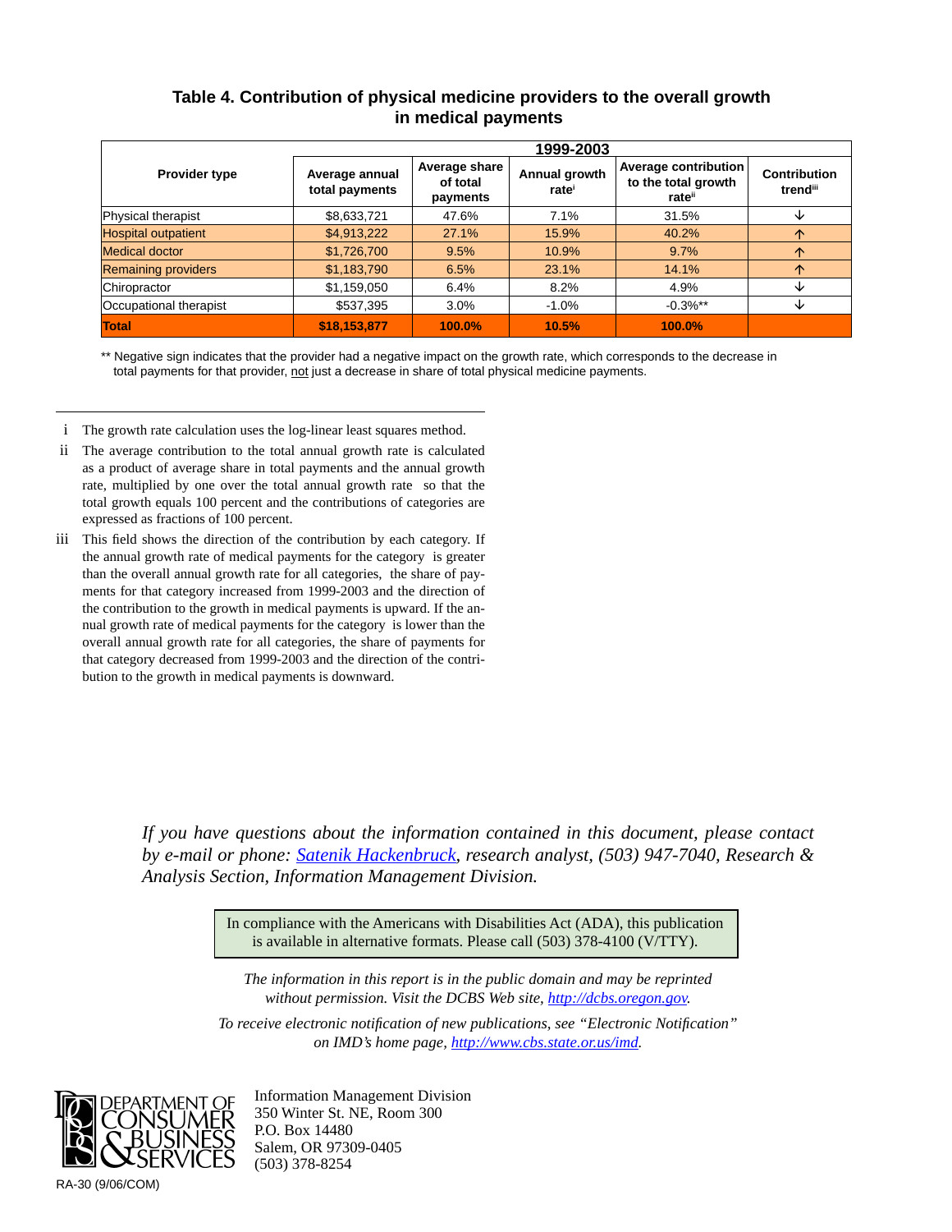### Table 4. Contribution of physical medicine providers to the overall growth in medical payments

| Provider type | 1999-2003 | | | | |
|---|---|---|---|---|---|
| | Average annual total payments | Average share of total payments | Annual growth rate[i] | Average contribution to the total growth rate[ii] | Contribution trend[iii] |
| Physical therapist | $8,633,721 | 47.6% | 7.1% | 31.5% | ↓ |
| Hospital outpatient | $4,913,222 | 27.1% | 15.9% | 40.2% | ↑ |
| Medical doctor | $1,726,700 | 9.5% | 10.9% | 9.7% | ↑ |
| Remaining providers | $1,183,790 | 6.5% | 23.1% | 14.1% | ↑ |
| Chiropractor | $1,159,050 | 6.4% | 8.2% | 4.9% | ↓ |
| Occupational therapist | $537,395 | 3.0% | -1.0% | -0.3%** | ↓ |
| **Total** | **$18,153,877** | **100.0%** | **10.5%** | **100.0%** | |

** Negative sign indicates that the provider had a negative impact on the growth rate, which corresponds to the decrease in total payments for that provider, not just a decrease in share of total physical medicine payments.

---

i The growth rate calculation uses the log-linear least squares method.

ii The average contribution to the total annual growth rate is calculated as a product of average share in total payments and the annual growth rate, multiplied by one over the total annual growth rate so that the total growth equals 100 percent and the contributions of categories are expressed as fractions of 100 percent.

iii This field shows the direction of the contribution by each category. If the annual growth rate of medical payments for the category is greater than the overall annual growth rate for all categories, the share of payments for that category increased from 1999-2003 and the direction of the contribution to the growth in medical payments is upward. If the annual growth rate of medical payments for the category is lower than the overall annual growth rate for all categories, the share of payments for that category decreased from 1999-2003 and the direction of the contribution to the growth in medical payments is downward.

*If you have questions about the information contained in this document, please contact by e-mail or phone: Satenik Hackenbruck, research analyst, (503) 947-7040, Research & Analysis Section, Information Management Division.*

In compliance with the Americans with Disabilities Act (ADA), this publication is available in alternative formats. Please call (503) 378-4100 (V/TTY).

*The information in this report is in the public domain and may be reprinted without permission. Visit the DCBS Web site, http://dcbs.oregon.gov.*

*To receive electronic notification of new publications, see "Electronic Notification" on IMD's home page, http://www.cbs.state.or.us/imd.*

DEPARTMENT OF CONSUMER & BUSINESS SERVICES

Information Management Division
350 Winter St. NE, Room 300
P.O. Box 14480
Salem, OR 97309-0405
(503) 378-8254

RA-30 (9/06/COM)